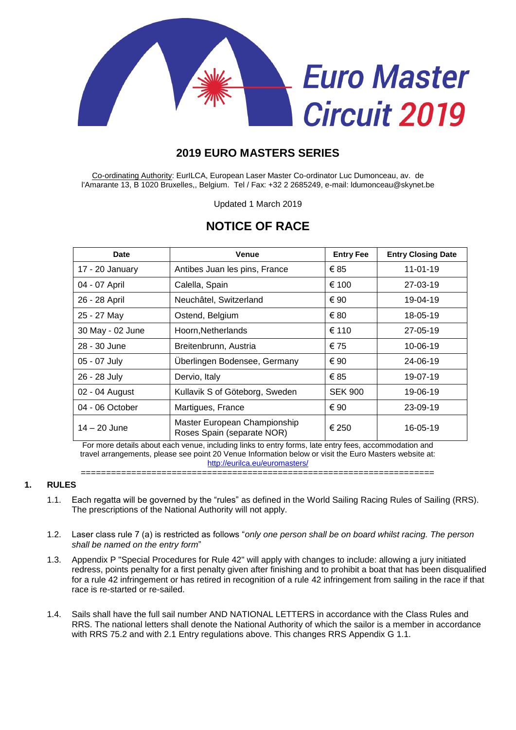Euro Master Circuit 2019

## 2019 EURO MASTERS SERIES

Co-ordinating Authority: EurILCA, European Laser Master Co-ordinator Luc Dumonceau, av. de l'Amarante 13, B 1020 Bruxelles,, Belgium. Tel / Fax: +32 2 2685249, e-mail: ldumonceau@skynet.be

Updated 1 March 2019

# NOTICE OF RACE

| Date | Venue | Entry Fee | Entry Closing Date |
|---|---|---|---|
| 17 - 20 January | Antibes Juan les pins, France | € 85 | 11-01-19 |
| 04 - 07 April | Calella, Spain | € 100 | 27-03-19 |
| 26 - 28 April | Neuchâtel, Switzerland | € 90 | 19-04-19 |
| 25 - 27 May | Ostend, Belgium | € 80 | 18-05-19 |
| 30 May - 02 June | Hoorn,Netherlands | € 110 | 27-05-19 |
| 28 - 30 June | Breitenbrunn, Austria | € 75 | 10-06-19 |
| 05 - 07 July | Überlingen Bodensee, Germany | € 90 | 24-06-19 |
| 26 - 28 July | Dervio, Italy | € 85 | 19-07-19 |
| 02 - 04 August | Kullavik S of Göteborg, Sweden | SEK 900 | 19-06-19 |
| 04 - 06 October | Martigues, France | € 90 | 23-09-19 |
| 14 – 20 June | Master European Championship Roses Spain (separate NOR) | € 250 | 16-05-19 |

For more details about each venue, including links to entry forms, late entry fees, accommodation and travel arrangements, please see point 20 Venue Information below or visit the Euro Masters website at: http://eurilca.eu/euromasters/

=====================================================================

## 1. RULES

1.1. Each regatta will be governed by the "rules" as defined in the World Sailing Racing Rules of Sailing (RRS). The prescriptions of the National Authority will not apply.

1.2. Laser class rule 7 (a) is restricted as follows "*only one person shall be on board whilst racing. The person shall be named on the entry form*"

1.3. Appendix P "Special Procedures for Rule 42" will apply with changes to include: allowing a jury initiated redress, points penalty for a first penalty given after finishing and to prohibit a boat that has been disqualified for a rule 42 infringement or has retired in recognition of a rule 42 infringement from sailing in the race if that race is re-started or re-sailed.

1.4. Sails shall have the full sail number AND NATIONAL LETTERS in accordance with the Class Rules and RRS. The national letters shall denote the National Authority of which the sailor is a member in accordance with RRS 75.2 and with 2.1 Entry regulations above. This changes RRS Appendix G 1.1.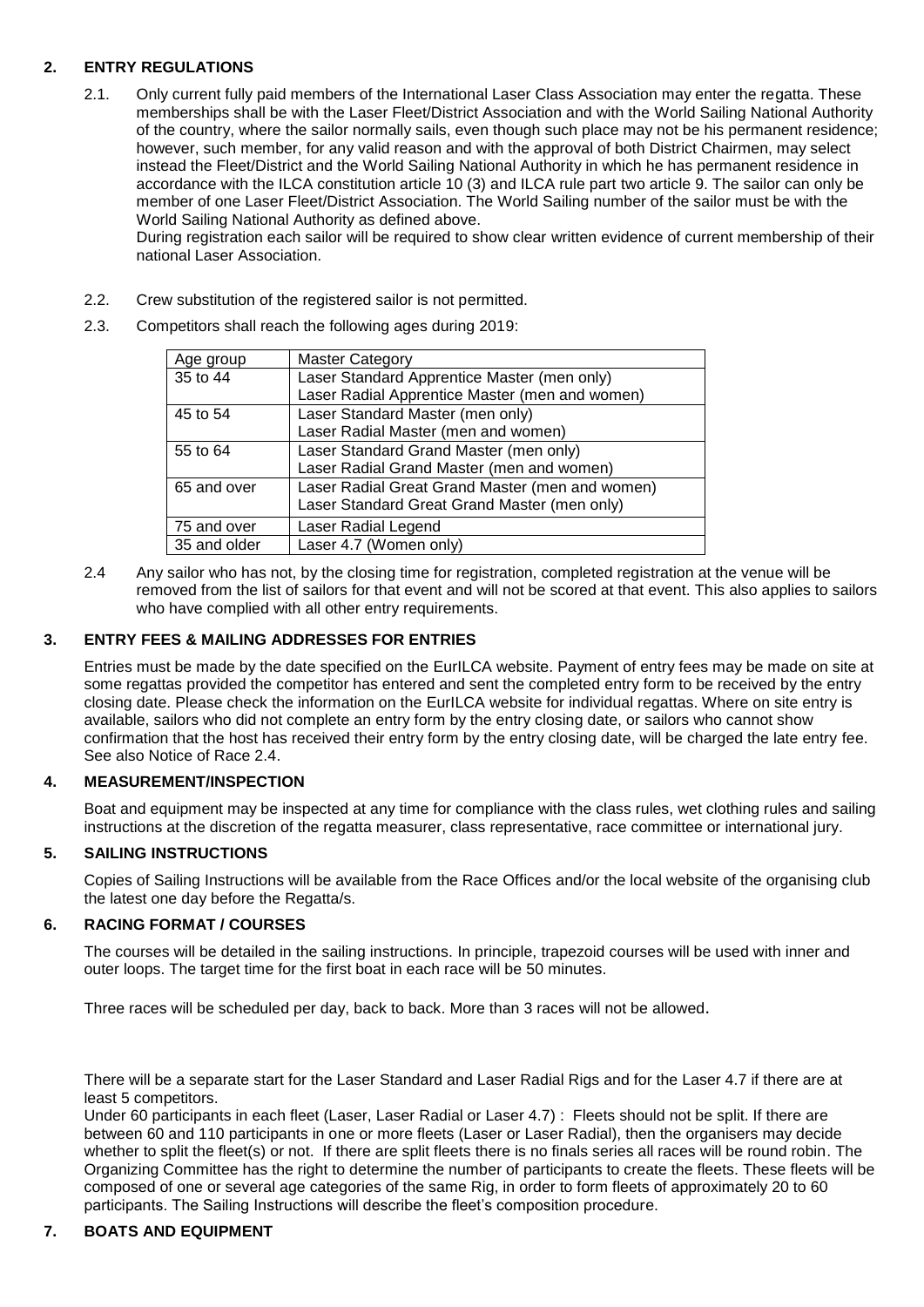## 2. ENTRY REGULATIONS

2.1. Only current fully paid members of the International Laser Class Association may enter the regatta. These memberships shall be with the Laser Fleet/District Association and with the World Sailing National Authority of the country, where the sailor normally sails, even though such place may not be his permanent residence; however, such member, for any valid reason and with the approval of both District Chairmen, may select instead the Fleet/District and the World Sailing National Authority in which he has permanent residence in accordance with the ILCA constitution article 10 (3) and ILCA rule part two article 9. The sailor can only be member of one Laser Fleet/District Association. The World Sailing number of the sailor must be with the World Sailing National Authority as defined above.
During registration each sailor will be required to show clear written evidence of current membership of their national Laser Association.

2.2. Crew substitution of the registered sailor is not permitted.

2.3. Competitors shall reach the following ages during 2019:

| Age group | Master Category |
|---|---|
| 35 to 44 | Laser Standard Apprentice Master (men only)<br>Laser Radial Apprentice Master (men and women) |
| 45 to 54 | Laser Standard Master (men only)<br>Laser Radial Master (men and women) |
| 55 to 64 | Laser Standard Grand Master (men only)<br>Laser Radial Grand Master (men and women) |
| 65 and over | Laser Radial Great Grand Master (men and women)<br>Laser Standard Great Grand Master (men only) |
| 75 and over | Laser Radial Legend |
| 35 and older | Laser 4.7 (Women only) |

2.4 Any sailor who has not, by the closing time for registration, completed registration at the venue will be removed from the list of sailors for that event and will not be scored at that event. This also applies to sailors who have complied with all other entry requirements.

## 3. ENTRY FEES & MAILING ADDRESSES FOR ENTRIES

Entries must be made by the date specified on the EurILCA website. Payment of entry fees may be made on site at some regattas provided the competitor has entered and sent the completed entry form to be received by the entry closing date. Please check the information on the EurILCA website for individual regattas. Where on site entry is available, sailors who did not complete an entry form by the entry closing date, or sailors who cannot show confirmation that the host has received their entry form by the entry closing date, will be charged the late entry fee. See also Notice of Race 2.4.

## 4. MEASUREMENT/INSPECTION

Boat and equipment may be inspected at any time for compliance with the class rules, wet clothing rules and sailing instructions at the discretion of the regatta measurer, class representative, race committee or international jury.

## 5. SAILING INSTRUCTIONS

Copies of Sailing Instructions will be available from the Race Offices and/or the local website of the organising club the latest one day before the Regatta/s.

## 6. RACING FORMAT / COURSES

The courses will be detailed in the sailing instructions. In principle, trapezoid courses will be used with inner and outer loops. The target time for the first boat in each race will be 50 minutes.

Three races will be scheduled per day, back to back. More than 3 races will not be allowed.

There will be a separate start for the Laser Standard and Laser Radial Rigs and for the Laser 4.7 if there are at least 5 competitors.
Under 60 participants in each fleet (Laser, Laser Radial or Laser 4.7) : Fleets should not be split. If there are between 60 and 110 participants in one or more fleets (Laser or Laser Radial), then the organisers may decide whether to split the fleet(s) or not. If there are split fleets there is no finals series all races will be round robin. The Organizing Committee has the right to determine the number of participants to create the fleets. These fleets will be composed of one or several age categories of the same Rig, in order to form fleets of approximately 20 to 60 participants. The Sailing Instructions will describe the fleet's composition procedure.

## 7. BOATS AND EQUIPMENT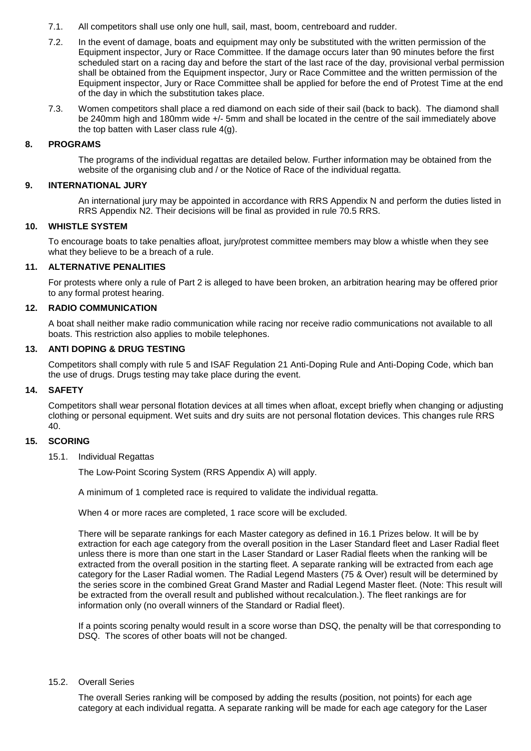7.1. All competitors shall use only one hull, sail, mast, boom, centreboard and rudder.

7.2. In the event of damage, boats and equipment may only be substituted with the written permission of the Equipment inspector, Jury or Race Committee. If the damage occurs later than 90 minutes before the first scheduled start on a racing day and before the start of the last race of the day, provisional verbal permission shall be obtained from the Equipment inspector, Jury or Race Committee and the written permission of the Equipment inspector, Jury or Race Committee shall be applied for before the end of Protest Time at the end of the day in which the substitution takes place.

7.3. Women competitors shall place a red diamond on each side of their sail (back to back). The diamond shall be 240mm high and 180mm wide +/- 5mm and shall be located in the centre of the sail immediately above the top batten with Laser class rule 4(g).

## 8. PROGRAMS

The programs of the individual regattas are detailed below. Further information may be obtained from the website of the organising club and / or the Notice of Race of the individual regatta.

## 9. INTERNATIONAL JURY

An international jury may be appointed in accordance with RRS Appendix N and perform the duties listed in RRS Appendix N2. Their decisions will be final as provided in rule 70.5 RRS.

## 10. WHISTLE SYSTEM

To encourage boats to take penalties afloat, jury/protest committee members may blow a whistle when they see what they believe to be a breach of a rule.

## 11. ALTERNATIVE PENALITIES

For protests where only a rule of Part 2 is alleged to have been broken, an arbitration hearing may be offered prior to any formal protest hearing.

## 12. RADIO COMMUNICATION

A boat shall neither make radio communication while racing nor receive radio communications not available to all boats. This restriction also applies to mobile telephones.

## 13. ANTI DOPING & DRUG TESTING

Competitors shall comply with rule 5 and ISAF Regulation 21 Anti-Doping Rule and Anti-Doping Code, which ban the use of drugs. Drugs testing may take place during the event.

## 14. SAFETY

Competitors shall wear personal flotation devices at all times when afloat, except briefly when changing or adjusting clothing or personal equipment. Wet suits and dry suits are not personal flotation devices. This changes rule RRS 40.

## 15. SCORING

15.1. Individual Regattas

The Low-Point Scoring System (RRS Appendix A) will apply.

A minimum of 1 completed race is required to validate the individual regatta.

When 4 or more races are completed, 1 race score will be excluded.

There will be separate rankings for each Master category as defined in 16.1 Prizes below. It will be by extraction for each age category from the overall position in the Laser Standard fleet and Laser Radial fleet unless there is more than one start in the Laser Standard or Laser Radial fleets when the ranking will be extracted from the overall position in the starting fleet. A separate ranking will be extracted from each age category for the Laser Radial women. The Radial Legend Masters (75 & Over) result will be determined by the series score in the combined Great Grand Master and Radial Legend Master fleet. (Note: This result will be extracted from the overall result and published without recalculation.). The fleet rankings are for information only (no overall winners of the Standard or Radial fleet).

If a points scoring penalty would result in a score worse than DSQ, the penalty will be that corresponding to DSQ. The scores of other boats will not be changed.

15.2. Overall Series

The overall Series ranking will be composed by adding the results (position, not points) for each age category at each individual regatta. A separate ranking will be made for each age category for the Laser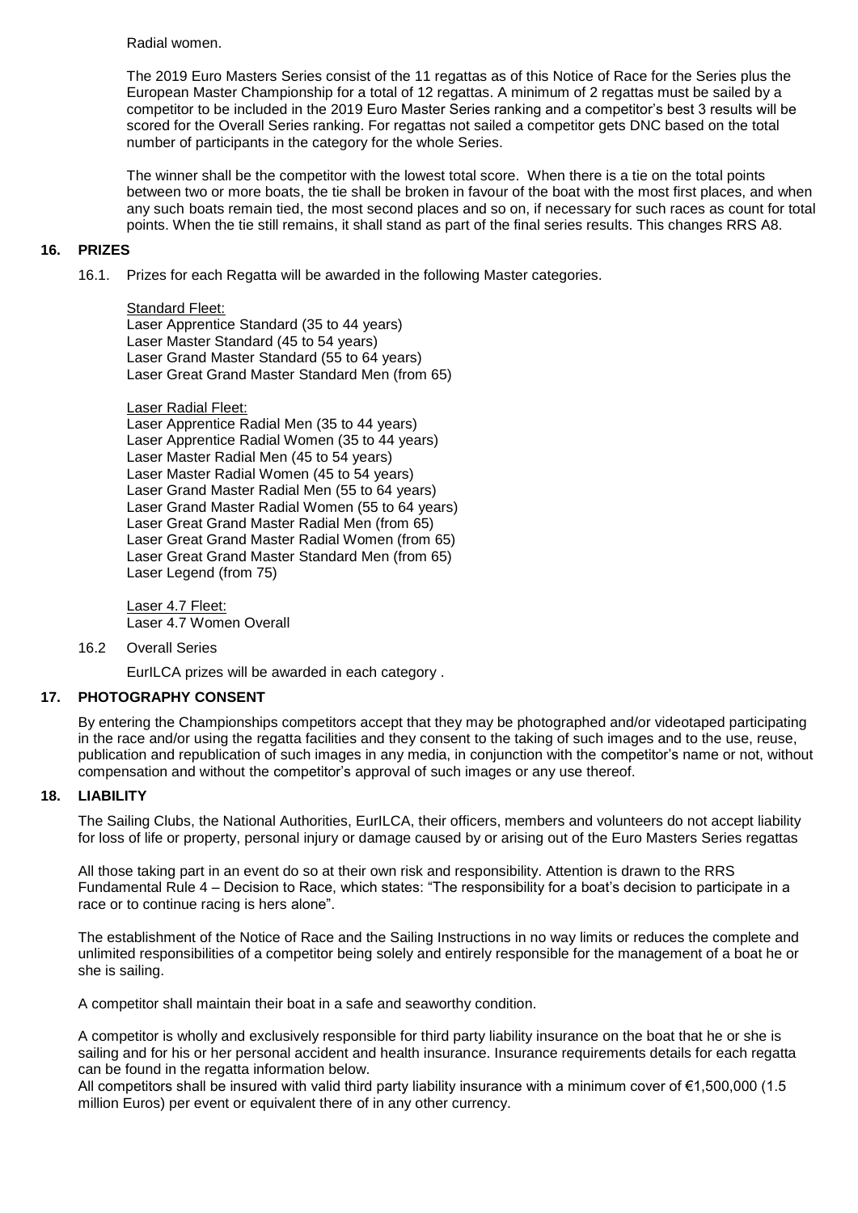Radial women.

The 2019 Euro Masters Series consist of the 11 regattas as of this Notice of Race for the Series plus the European Master Championship for a total of 12 regattas. A minimum of 2 regattas must be sailed by a competitor to be included in the 2019 Euro Master Series ranking and a competitor's best 3 results will be scored for the Overall Series ranking. For regattas not sailed a competitor gets DNC based on the total number of participants in the category for the whole Series.

The winner shall be the competitor with the lowest total score. When there is a tie on the total points between two or more boats, the tie shall be broken in favour of the boat with the most first places, and when any such boats remain tied, the most second places and so on, if necessary for such races as count for total points. When the tie still remains, it shall stand as part of the final series results. This changes RRS A8.

## 16. PRIZES

16.1. Prizes for each Regatta will be awarded in the following Master categories.

Standard Fleet:
Laser Apprentice Standard (35 to 44 years)
Laser Master Standard (45 to 54 years)
Laser Grand Master Standard (55 to 64 years)
Laser Great Grand Master Standard Men (from 65)

Laser Radial Fleet:
Laser Apprentice Radial Men (35 to 44 years)
Laser Apprentice Radial Women (35 to 44 years)
Laser Master Radial Men (45 to 54 years)
Laser Master Radial Women (45 to 54 years)
Laser Grand Master Radial Men (55 to 64 years)
Laser Grand Master Radial Women (55 to 64 years)
Laser Great Grand Master Radial Men (from 65)
Laser Great Grand Master Radial Women (from 65)
Laser Great Grand Master Standard Men (from 65)
Laser Legend (from 75)

Laser 4.7 Fleet:
Laser 4.7 Women Overall

16.2 Overall Series

EurILCA prizes will be awarded in each category .

## 17. PHOTOGRAPHY CONSENT

By entering the Championships competitors accept that they may be photographed and/or videotaped participating in the race and/or using the regatta facilities and they consent to the taking of such images and to the use, reuse, publication and republication of such images in any media, in conjunction with the competitor's name or not, without compensation and without the competitor's approval of such images or any use thereof.

## 18. LIABILITY

The Sailing Clubs, the National Authorities, EurILCA, their officers, members and volunteers do not accept liability for loss of life or property, personal injury or damage caused by or arising out of the Euro Masters Series regattas

All those taking part in an event do so at their own risk and responsibility. Attention is drawn to the RRS Fundamental Rule 4 – Decision to Race, which states: "The responsibility for a boat's decision to participate in a race or to continue racing is hers alone".

The establishment of the Notice of Race and the Sailing Instructions in no way limits or reduces the complete and unlimited responsibilities of a competitor being solely and entirely responsible for the management of a boat he or she is sailing.

A competitor shall maintain their boat in a safe and seaworthy condition.

A competitor is wholly and exclusively responsible for third party liability insurance on the boat that he or she is sailing and for his or her personal accident and health insurance. Insurance requirements details for each regatta can be found in the regatta information below.
All competitors shall be insured with valid third party liability insurance with a minimum cover of €1,500,000 (1.5 million Euros) per event or equivalent there of in any other currency.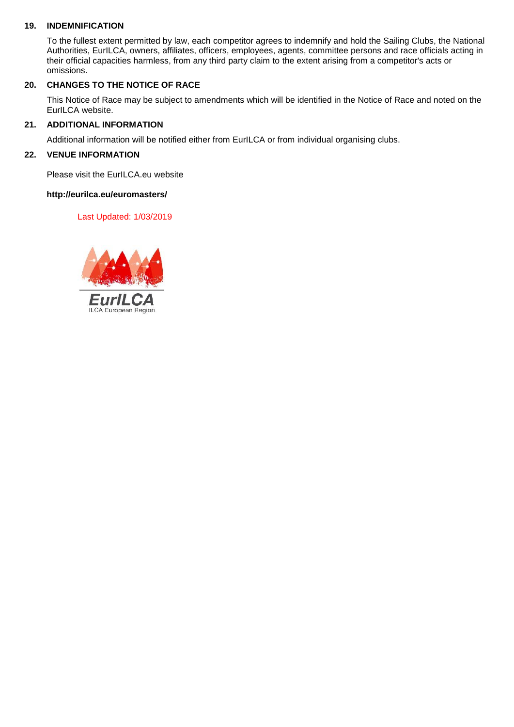## 19. INDEMNIFICATION

To the fullest extent permitted by law, each competitor agrees to indemnify and hold the Sailing Clubs, the National Authorities, EurILCA, owners, affiliates, officers, employees, agents, committee persons and race officials acting in their official capacities harmless, from any third party claim to the extent arising from a competitor's acts or omissions.

## 20. CHANGES TO THE NOTICE OF RACE

This Notice of Race may be subject to amendments which will be identified in the Notice of Race and noted on the EurILCA website.

## 21. ADDITIONAL INFORMATION

Additional information will be notified either from EurILCA or from individual organising clubs.

## 22. VENUE INFORMATION

Please visit the EurILCA.eu website

**http://eurilca.eu/euromasters/**

Last Updated: 1/03/2019

EurILCA
ILCA European Region